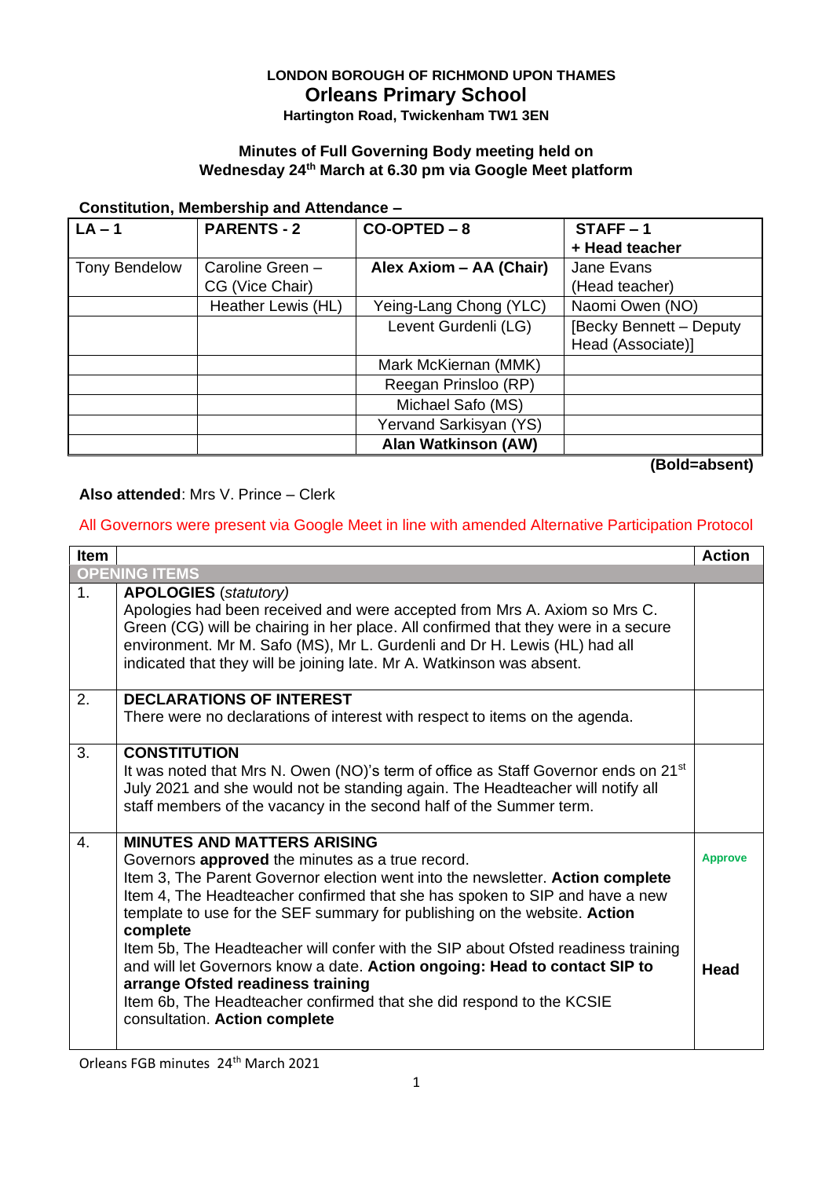**LONDON BOROUGH OF RICHMOND UPON THAMES**

# Orleans Primary School

**Hartington Road, Twickenham TW1 3EN**

**Minutes of Full Governing Body meeting held on Wednesday 24th March at 6.30 pm via Google Meet platform**

**Constitution, Membership and Attendance –**

| **LA – 1** | **PARENTS - 2** | **CO-OPTED – 8** | **STAFF – 1 + Head teacher** |
|---|---|---|---|
| Tony Bendelow | Caroline Green – CG (Vice Chair) | **Alex Axiom – AA (Chair)** | Jane Evans (Head teacher) |
| | Heather Lewis (HL) | Yeing-Lang Chong (YLC) | Naomi Owen (NO) |
| | | Levent Gurdenli (LG) | [Becky Bennett – Deputy Head (Associate)] |
| | | Mark McKiernan (MMK) | |
| | | Reegan Prinsloo (RP) | |
| | | Michael Safo (MS) | |
| | | Yervand Sarkisyan (YS) | |
| | | **Alan Watkinson (AW)** | |

**(Bold=absent)**

**Also attended**: Mrs V. Prince – Clerk

All Governors were present via Google Meet in line with amended Alternative Participation Protocol

| Item | | Action |
|---|---|---|
| **OPENING ITEMS** | | |
| 1. | **APOLOGIES** *(statutory)*<br>Apologies had been received and were accepted from Mrs A. Axiom so Mrs C. Green (CG) will be chairing in her place. All confirmed that they were in a secure environment. Mr M. Safo (MS), Mr L. Gurdenli and Dr H. Lewis (HL) had all indicated that they will be joining late. Mr A. Watkinson was absent. | |
| 2. | **DECLARATIONS OF INTEREST**<br>There were no declarations of interest with respect to items on the agenda. | |
| 3. | **CONSTITUTION**<br>It was noted that Mrs N. Owen (NO)'s term of office as Staff Governor ends on 21st July 2021 and she would not be standing again. The Headteacher will notify all staff members of the vacancy in the second half of the Summer term. | |
| 4. | **MINUTES AND MATTERS ARISING**<br>Governors **approved** the minutes as a true record.<br>Item 3, The Parent Governor election went into the newsletter. **Action complete**<br>Item 4, The Headteacher confirmed that she has spoken to SIP and have a new template to use for the SEF summary for publishing on the website. **Action complete**<br>Item 5b, The Headteacher will confer with the SIP about Ofsted readiness training and will let Governors know a date. **Action ongoing: Head to contact SIP to arrange Ofsted readiness training**<br>Item 6b, The Headteacher confirmed that she did respond to the KCSIE consultation. **Action complete** | **Approve**<br><br>**Head** |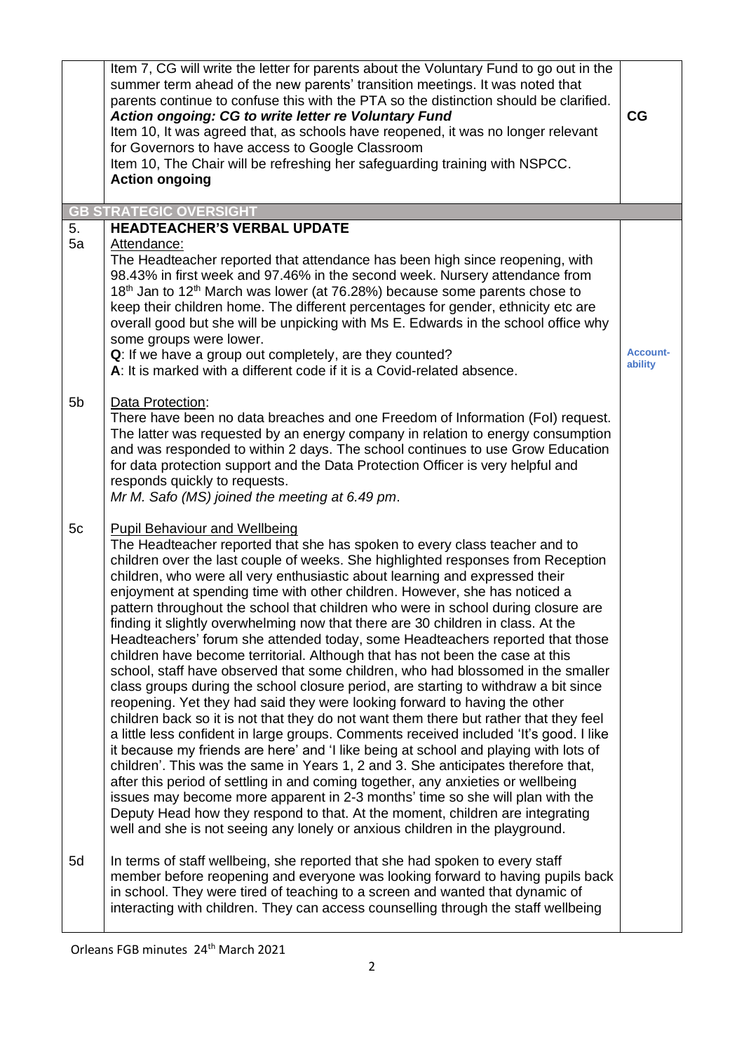| | | |
|---|---|---|
| | Item 7, CG will write the letter for parents about the Voluntary Fund to go out in the summer term ahead of the new parents' transition meetings. It was noted that parents continue to confuse this with the PTA so the distinction should be clarified. ***Action ongoing: CG to write letter re Voluntary Fund*** Item 10, It was agreed that, as schools have reopened, it was no longer relevant for Governors to have access to Google Classroom Item 10, The Chair will be refreshing her safeguarding training with NSPCC. **Action ongoing** | **CG** |
| | **GB STRATEGIC OVERSIGHT** | |
| 5. 5a | **HEADTEACHER'S VERBAL UPDATE** <br> Attendance: <br> The Headteacher reported that attendance has been high since reopening, with 98.43% in first week and 97.46% in the second week. Nursery attendance from 18th Jan to 12th March was lower (at 76.28%) because some parents chose to keep their children home. The different percentages for gender, ethnicity etc are overall good but she will be unpicking with Ms E. Edwards in the school office why some groups were lower. <br> **Q**: If we have a group out completely, are they counted? <br> **A**: It is marked with a different code if it is a Covid-related absence. | **Account-ability** |
| 5b | Data Protection: <br> There have been no data breaches and one Freedom of Information (FoI) request. The latter was requested by an energy company in relation to energy consumption and was responded to within 2 days. The school continues to use Grow Education for data protection support and the Data Protection Officer is very helpful and responds quickly to requests. <br> *Mr M. Safo (MS) joined the meeting at 6.49 pm*. | |
| 5c | Pupil Behaviour and Wellbeing <br> The Headteacher reported that she has spoken to every class teacher and to children over the last couple of weeks. She highlighted responses from Reception children, who were all very enthusiastic about learning and expressed their enjoyment at spending time with other children. However, she has noticed a pattern throughout the school that children who were in school during closure are finding it slightly overwhelming now that there are 30 children in class. At the Headteachers' forum she attended today, some Headteachers reported that those children have become territorial. Although that has not been the case at this school, staff have observed that some children, who had blossomed in the smaller class groups during the school closure period, are starting to withdraw a bit since reopening. Yet they had said they were looking forward to having the other children back so it is not that they do not want them there but rather that they feel a little less confident in large groups. Comments received included 'It's good. I like it because my friends are here' and 'I like being at school and playing with lots of children'. This was the same in Years 1, 2 and 3. She anticipates therefore that, after this period of settling in and coming together, any anxieties or wellbeing issues may become more apparent in 2-3 months' time so she will plan with the Deputy Head how they respond to that. At the moment, children are integrating well and she is not seeing any lonely or anxious children in the playground. | |
| 5d | In terms of staff wellbeing, she reported that she had spoken to every staff member before reopening and everyone was looking forward to having pupils back in school. They were tired of teaching to a screen and wanted that dynamic of interacting with children. They can access counselling through the staff wellbeing | |

Orleans FGB minutes 24th March 2021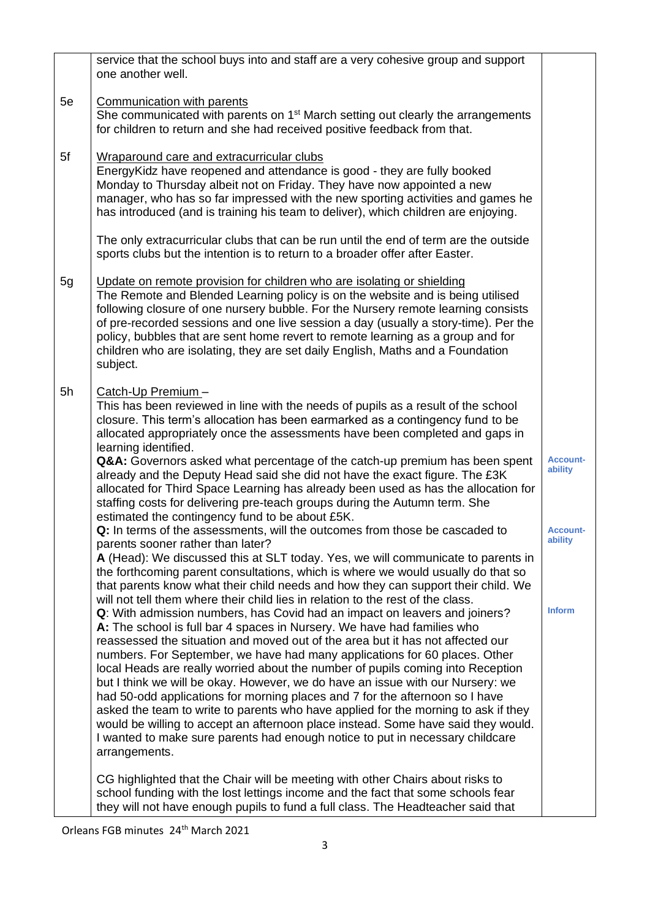| | | |
|---|---|---|
| | service that the school buys into and staff are a very cohesive group and support one another well. | |
| 5e | <u>Communication with parents</u><br>She communicated with parents on 1st March setting out clearly the arrangements for children to return and she had received positive feedback from that. | |
| 5f | <u>Wraparound care and extracurricular clubs</u><br>EnergyKidz have reopened and attendance is good - they are fully booked Monday to Thursday albeit not on Friday. They have now appointed a new manager, who has so far impressed with the new sporting activities and games he has introduced (and is training his team to deliver), which children are enjoying.<br><br>The only extracurricular clubs that can be run until the end of term are the outside sports clubs but the intention is to return to a broader offer after Easter. | |
| 5g | <u>Update on remote provision for children who are isolating or shielding</u><br>The Remote and Blended Learning policy is on the website and is being utilised following closure of one nursery bubble. For the Nursery remote learning consists of pre-recorded sessions and one live session a day (usually a story-time). Per the policy, bubbles that are sent home revert to remote learning as a group and for children who are isolating, they are set daily English, Maths and a Foundation subject. | |
| 5h | <u>Catch-Up Premium</u> –<br>This has been reviewed in line with the needs of pupils as a result of the school closure. This term's allocation has been earmarked as a contingency fund to be allocated appropriately once the assessments have been completed and gaps in learning identified.<br>**Q&A:** Governors asked what percentage of the catch-up premium has been spent already and the Deputy Head said she did not have the exact figure. The £3K allocated for Third Space Learning has already been used as has the allocation for staffing costs for delivering pre-teach groups during the Autumn term. She estimated the contingency fund to be about £5K.<br>**Q:** In terms of the assessments, will the outcomes from those be cascaded to parents sooner rather than later?<br>**A** (Head): We discussed this at SLT today. Yes, we will communicate to parents in the forthcoming parent consultations, which is where we would usually do that so that parents know what their child needs and how they can support their child. We will not tell them where their child lies in relation to the rest of the class.<br>**Q**: With admission numbers, has Covid had an impact on leavers and joiners?<br>**A:** The school is full bar 4 spaces in Nursery. We have had families who reassessed the situation and moved out of the area but it has not affected our numbers. For September, we have had many applications for 60 places. Other local Heads are really worried about the number of pupils coming into Reception but I think we will be okay. However, we do have an issue with our Nursery: we had 50-odd applications for morning places and 7 for the afternoon so I have asked the team to write to parents who have applied for the morning to ask if they would be willing to accept an afternoon place instead. Some have said they would. I wanted to make sure parents had enough notice to put in necessary childcare arrangements.<br><br>CG highlighted that the Chair will be meeting with other Chairs about risks to school funding with the lost lettings income and the fact that some schools fear they will not have enough pupils to fund a full class. The Headteacher said that | **Account-ability**<br><br>**Account-ability**<br><br>**Inform** |

Orleans FGB minutes 24th March 2021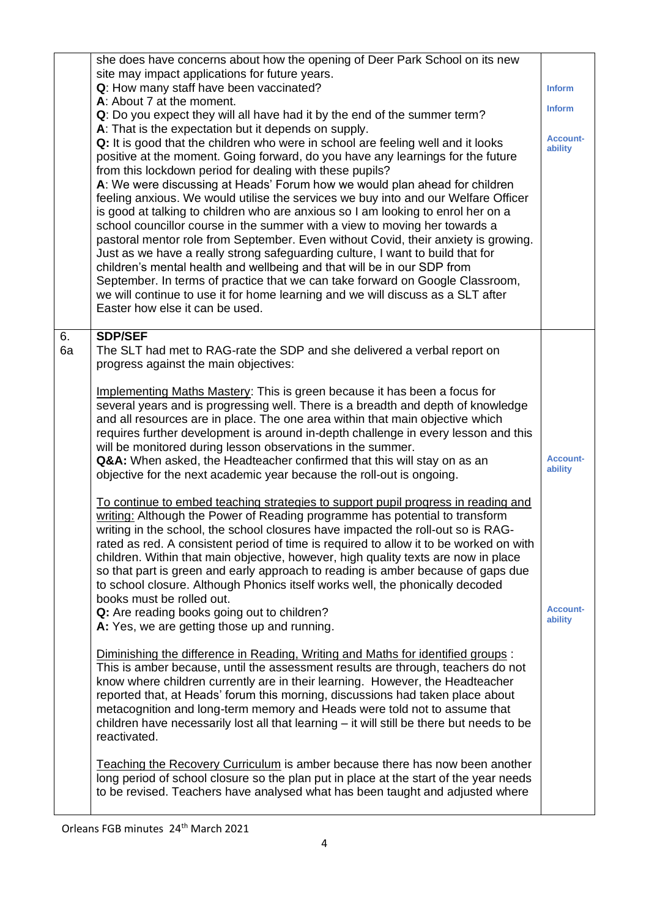| | | |
|---|---|---|
| | she does have concerns about how the opening of Deer Park School on its new site may impact applications for future years.<br>**Q**: How many staff have been vaccinated?<br>**A**: About 7 at the moment.<br>**Q**: Do you expect they will all have had it by the end of the summer term?<br>**A**: That is the expectation but it depends on supply.<br>**Q:** It is good that the children who were in school are feeling well and it looks positive at the moment. Going forward, do you have any learnings for the future from this lockdown period for dealing with these pupils?<br>**A**: We were discussing at Heads' Forum how we would plan ahead for children feeling anxious. We would utilise the services we buy into and our Welfare Officer is good at talking to children who are anxious so I am looking to enrol her on a school councillor course in the summer with a view to moving her towards a pastoral mentor role from September. Even without Covid, their anxiety is growing. Just as we have a really strong safeguarding culture, I want to build that for children's mental health and wellbeing and that will be in our SDP from September. In terms of practice that we can take forward on Google Classroom, we will continue to use it for home learning and we will discuss as a SLT after Easter how else it can be used. | Inform<br><br>Inform<br><br>Account-ability |
| 6.<br>6a | **SDP/SEF**<br>The SLT had met to RAG-rate the SDP and she delivered a verbal report on progress against the main objectives:<br><br>Implementing Maths Mastery: This is green because it has been a focus for several years and is progressing well. There is a breadth and depth of knowledge and all resources are in place. The one area within that main objective which requires further development is around in-depth challenge in every lesson and this will be monitored during lesson observations in the summer.<br>**Q&A:** When asked, the Headteacher confirmed that this will stay on as an objective for the next academic year because the roll-out is ongoing.<br><br>To continue to embed teaching strategies to support pupil progress in reading and writing: Although the Power of Reading programme has potential to transform writing in the school, the school closures have impacted the roll-out so is RAG-rated as red. A consistent period of time is required to allow it to be worked on with children. Within that main objective, however, high quality texts are now in place so that part is green and early approach to reading is amber because of gaps due to school closure. Although Phonics itself works well, the phonically decoded books must be rolled out.<br>**Q:** Are reading books going out to children?<br>**A:** Yes, we are getting those up and running.<br><br>Diminishing the difference in Reading, Writing and Maths for identified groups : This is amber because, until the assessment results are through, teachers do not know where children currently are in their learning. However, the Headteacher reported that, at Heads' forum this morning, discussions had taken place about metacognition and long-term memory and Heads were told not to assume that children have necessarily lost all that learning – it will still be there but needs to be reactivated.<br><br>Teaching the Recovery Curriculum is amber because there has now been another long period of school closure so the plan put in place at the start of the year needs to be revised. Teachers have analysed what has been taught and adjusted where | <br><br><br><br><br><br><br><br>Account-ability<br><br><br><br><br><br><br><br><br><br>Account-ability |

Orleans FGB minutes 24th March 2021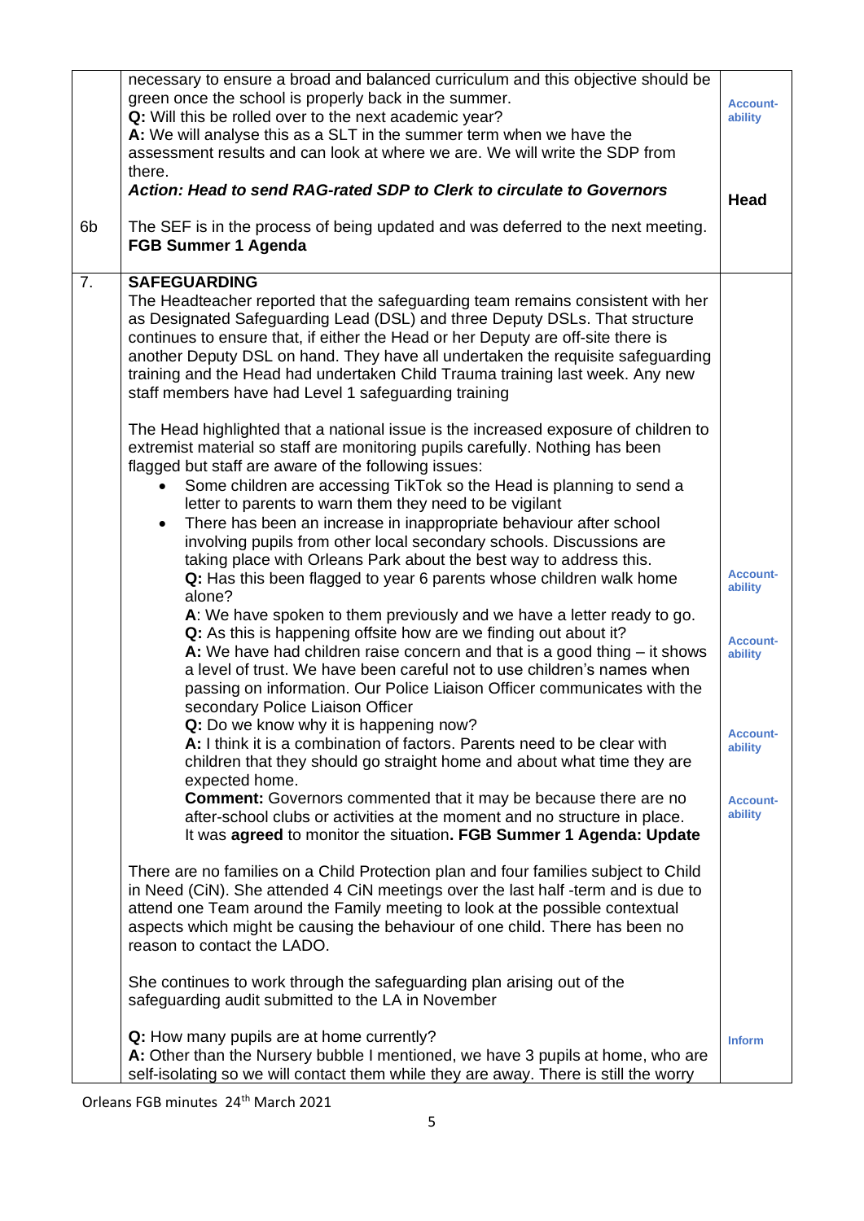| | | |
|---|---|---|
| | necessary to ensure a broad and balanced curriculum and this objective should be green once the school is properly back in the summer.<br>**Q:** Will this be rolled over to the next academic year?<br>**A:** We will analyse this as a SLT in the summer term when we have the assessment results and can look at where we are. We will write the SDP from there.<br>***Action: Head to send RAG-rated SDP to Clerk to circulate to Governors*** | Account-ability<br><br>**Head** |
| 6b | The SEF is in the process of being updated and was deferred to the next meeting. **FGB Summer 1 Agenda** | |
| 7. | **SAFEGUARDING**<br>The Headteacher reported that the safeguarding team remains consistent with her as Designated Safeguarding Lead (DSL) and three Deputy DSLs. That structure continues to ensure that, if either the Head or her Deputy are off-site there is another Deputy DSL on hand. They have all undertaken the requisite safeguarding training and the Head had undertaken Child Trauma training last week. Any new staff members have had Level 1 safeguarding training<br><br>The Head highlighted that a national issue is the increased exposure of children to extremist material so staff are monitoring pupils carefully. Nothing has been flagged but staff are aware of the following issues:<br>• Some children are accessing TikTok so the Head is planning to send a letter to parents to warn them they need to be vigilant<br>• There has been an increase in inappropriate behaviour after school involving pupils from other local secondary schools. Discussions are taking place with Orleans Park about the best way to address this.<br>**Q:** Has this been flagged to year 6 parents whose children walk home alone?<br>**A**: We have spoken to them previously and we have a letter ready to go.<br>**Q:** As this is happening offsite how are we finding out about it?<br>**A:** We have had children raise concern and that is a good thing – it shows a level of trust. We have been careful not to use children's names when passing on information. Our Police Liaison Officer communicates with the secondary Police Liaison Officer<br>**Q:** Do we know why it is happening now?<br>**A:** I think it is a combination of factors. Parents need to be clear with children that they should go straight home and about what time they are expected home.<br>**Comment:** Governors commented that it may be because there are no after-school clubs or activities at the moment and no structure in place.<br>It was **agreed** to monitor the situation. **FGB Summer 1 Agenda: Update**<br><br>There are no families on a Child Protection plan and four families subject to Child in Need (CiN). She attended 4 CiN meetings over the last half -term and is due to attend one Team around the Family meeting to look at the possible contextual aspects which might be causing the behaviour of one child. There has been no reason to contact the LADO.<br><br>She continues to work through the safeguarding plan arising out of the safeguarding audit submitted to the LA in November<br><br>**Q:** How many pupils are at home currently?<br>**A:** Other than the Nursery bubble I mentioned, we have 3 pupils at home, who are self-isolating so we will contact them while they are away. There is still the worry | Account-ability<br><br>Account-ability<br><br>Account-ability<br><br>Account-ability<br><br>Inform |

Orleans FGB minutes 24th March 2021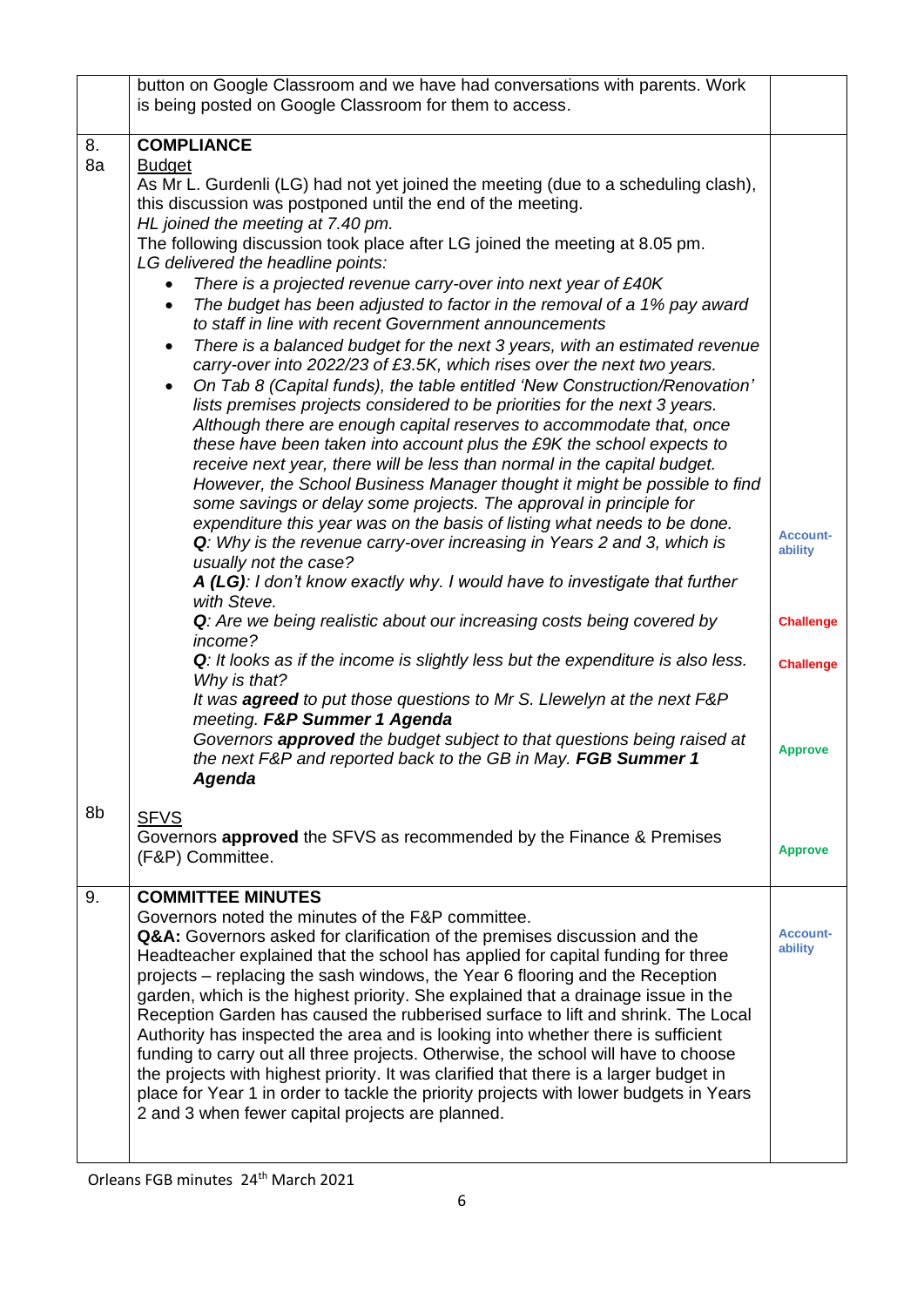| | | |
|---|---|---|
| | button on Google Classroom and we have had conversations with parents. Work is being posted on Google Classroom for them to access. | |
| 8.<br>8a | **COMPLIANCE**<br>Budget<br>As Mr L. Gurdenli (LG) had not yet joined the meeting (due to a scheduling clash), this discussion was postponed until the end of the meeting.<br>*HL joined the meeting at 7.40 pm.*<br>The following discussion took place after LG joined the meeting at 8.05 pm.<br>*LG delivered the headline points:*<br>• *There is a projected revenue carry-over into next year of £40K*<br>• *The budget has been adjusted to factor in the removal of a 1% pay award to staff in line with recent Government announcements*<br>• *There is a balanced budget for the next 3 years, with an estimated revenue carry-over into 2022/23 of £3.5K, which rises over the next two years.*<br>• *On Tab 8 (Capital funds), the table entitled 'New Construction/Renovation' lists premises projects considered to be priorities for the next 3 years. Although there are enough capital reserves to accommodate that, once these have been taken into account plus the £9K the school expects to receive next year, there will be less than normal in the capital budget. However, the School Business Manager thought it might be possible to find some savings or delay some projects. The approval in principle for expenditure this year was on the basis of listing what needs to be done.*<br>***Q****: Why is the revenue carry-over increasing in Years 2 and 3, which is usually not the case?*<br>***A (LG)****: I don't know exactly why. I would have to investigate that further with Steve.*<br>***Q****: Are we being realistic about our increasing costs being covered by income?*<br>***Q****: It looks as if the income is slightly less but the expenditure is also less. Why is that?*<br>*It was **agreed** to put those questions to Mr S. Llewelyn at the next F&P meeting. **F&P Summer 1 Agenda***<br>*Governors **approved** the budget subject to that questions being raised at the next F&P and reported back to the GB in May. **FGB Summer 1 Agenda*** | Account-ability<br><br>Challenge<br><br>Challenge<br><br>Approve |
| 8b | SFVS<br>Governors **approved** the SFVS as recommended by the Finance & Premises (F&P) Committee. | Approve |
| 9. | **COMMITTEE MINUTES**<br>Governors noted the minutes of the F&P committee.<br>**Q&A:** Governors asked for clarification of the premises discussion and the Headteacher explained that the school has applied for capital funding for three projects – replacing the sash windows, the Year 6 flooring and the Reception garden, which is the highest priority. She explained that a drainage issue in the Reception Garden has caused the rubberised surface to lift and shrink. The Local Authority has inspected the area and is looking into whether there is sufficient funding to carry out all three projects. Otherwise, the school will have to choose the projects with highest priority. It was clarified that there is a larger budget in place for Year 1 in order to tackle the priority projects with lower budgets in Years 2 and 3 when fewer capital projects are planned. | Account-ability |

Orleans FGB minutes 24th March 2021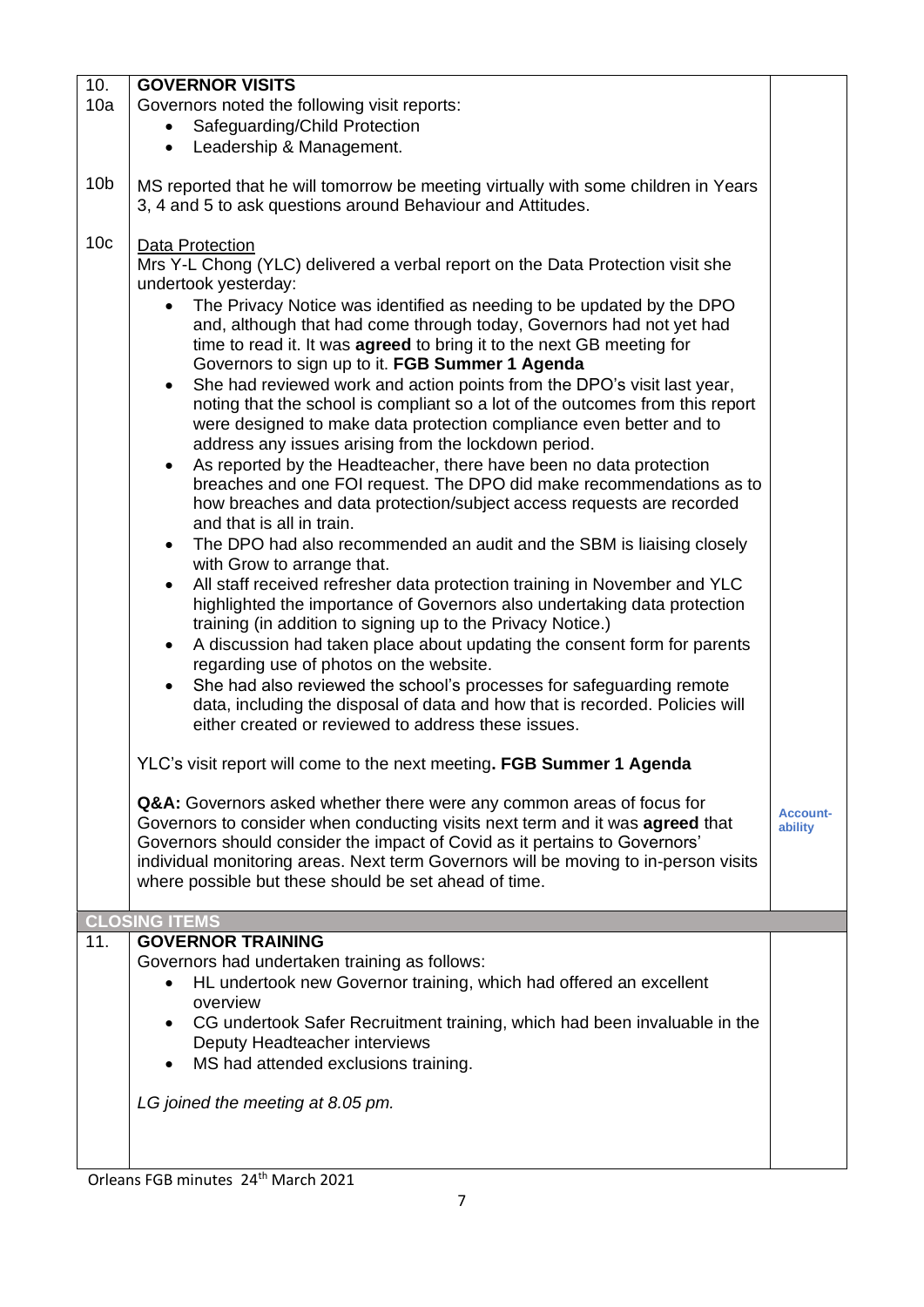| | | |
|---|---|---|
| 10.<br>10a | **GOVERNOR VISITS**<br>Governors noted the following visit reports:<br>• Safeguarding/Child Protection<br>• Leadership & Management. | |
| 10b | MS reported that he will tomorrow be meeting virtually with some children in Years 3, 4 and 5 to ask questions around Behaviour and Attitudes. | |
| 10c | Data Protection<br>Mrs Y-L Chong (YLC) delivered a verbal report on the Data Protection visit she undertook yesterday:<br>• The Privacy Notice was identified as needing to be updated by the DPO and, although that had come through today, Governors had not yet had time to read it. It was **agreed** to bring it to the next GB meeting for Governors to sign up to it. **FGB Summer 1 Agenda**<br>• She had reviewed work and action points from the DPO's visit last year, noting that the school is compliant so a lot of the outcomes from this report were designed to make data protection compliance even better and to address any issues arising from the lockdown period.<br>• As reported by the Headteacher, there have been no data protection breaches and one FOI request. The DPO did make recommendations as to how breaches and data protection/subject access requests are recorded and that is all in train.<br>• The DPO had also recommended an audit and the SBM is liaising closely with Grow to arrange that.<br>• All staff received refresher data protection training in November and YLC highlighted the importance of Governors also undertaking data protection training (in addition to signing up to the Privacy Notice.)<br>• A discussion had taken place about updating the consent form for parents regarding use of photos on the website.<br>• She had also reviewed the school's processes for safeguarding remote data, including the disposal of data and how that is recorded. Policies will either created or reviewed to address these issues.<br><br>YLC's visit report will come to the next meeting**. FGB Summer 1 Agenda**<br><br>**Q&A:** Governors asked whether there were any common areas of focus for Governors to consider when conducting visits next term and it was **agreed** that Governors should consider the impact of Covid as it pertains to Governors' individual monitoring areas. Next term Governors will be moving to in-person visits where possible but these should be set ahead of time. | Account-ability |
| **CLOSING ITEMS** | | |
| 11. | **GOVERNOR TRAINING**<br>Governors had undertaken training as follows:<br>• HL undertook new Governor training, which had offered an excellent overview<br>• CG undertook Safer Recruitment training, which had been invaluable in the Deputy Headteacher interviews<br>• MS had attended exclusions training.<br><br>*LG joined the meeting at 8.05 pm.* | |

Orleans FGB minutes 24th March 2021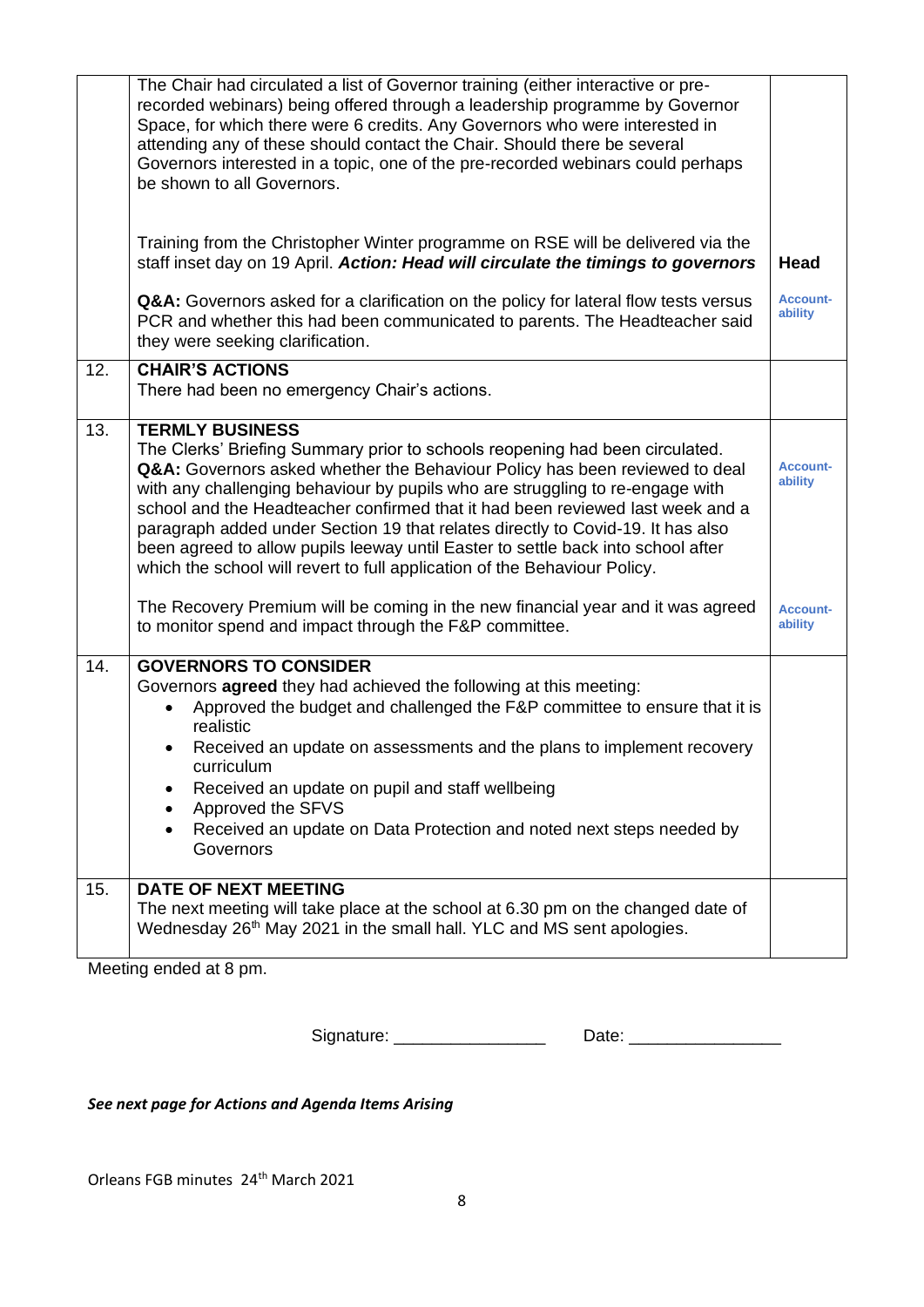| | | |
|---|---|---|
| | The Chair had circulated a list of Governor training (either interactive or pre-recorded webinars) being offered through a leadership programme by Governor Space, for which there were 6 credits. Any Governors who were interested in attending any of these should contact the Chair. Should there be several Governors interested in a topic, one of the pre-recorded webinars could perhaps be shown to all Governors.<br><br>Training from the Christopher Winter programme on RSE will be delivered via the staff inset day on 19 April. ***Action: Head will circulate the timings to governors***<br><br>**Q&A:** Governors asked for a clarification on the policy for lateral flow tests versus PCR and whether this had been communicated to parents. The Headteacher said they were seeking clarification. | **Head**<br><br>**Account-ability** |
| 12. | **CHAIR'S ACTIONS**<br>There had been no emergency Chair's actions. | |
| 13. | **TERMLY BUSINESS**<br>The Clerks' Briefing Summary prior to schools reopening had been circulated.<br>**Q&A:** Governors asked whether the Behaviour Policy has been reviewed to deal with any challenging behaviour by pupils who are struggling to re-engage with school and the Headteacher confirmed that it had been reviewed last week and a paragraph added under Section 19 that relates directly to Covid-19. It has also been agreed to allow pupils leeway until Easter to settle back into school after which the school will revert to full application of the Behaviour Policy.<br><br>The Recovery Premium will be coming in the new financial year and it was agreed to monitor spend and impact through the F&P committee. | **Account-ability**<br><br>**Account-ability** |
| 14. | **GOVERNORS TO CONSIDER**<br>Governors **agreed** they had achieved the following at this meeting:<br>• Approved the budget and challenged the F&P committee to ensure that it is realistic<br>• Received an update on assessments and the plans to implement recovery curriculum<br>• Received an update on pupil and staff wellbeing<br>• Approved the SFVS<br>• Received an update on Data Protection and noted next steps needed by Governors | |
| 15. | **DATE OF NEXT MEETING**<br>The next meeting will take place at the school at 6.30 pm on the changed date of Wednesday 26th May 2021 in the small hall. YLC and MS sent apologies. | |

Meeting ended at 8 pm.

Signature: ________________ Date: ________________

***See next page for Actions and Agenda Items Arising***

Orleans FGB minutes 24th March 2021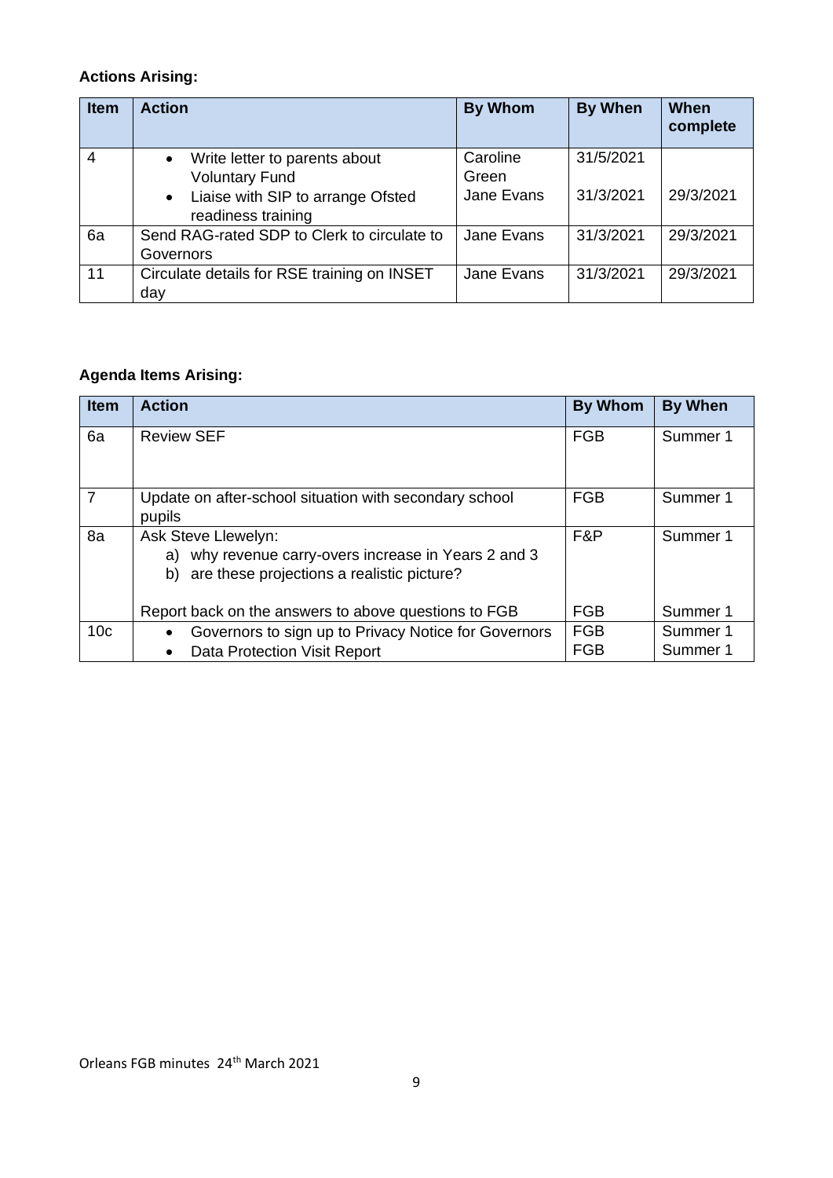**Actions Arising:**

| Item | Action | By Whom | By When | When complete |
|---|---|---|---|---|
| 4 | • Write letter to parents about Voluntary Fund<br>• Liaise with SIP to arrange Ofsted readiness training | Caroline Green<br>Jane Evans | 31/5/2021<br>31/3/2021 | <br>29/3/2021 |
| 6a | Send RAG-rated SDP to Clerk to circulate to Governors | Jane Evans | 31/3/2021 | 29/3/2021 |
| 11 | Circulate details for RSE training on INSET day | Jane Evans | 31/3/2021 | 29/3/2021 |

**Agenda Items Arising:**

| Item | Action | By Whom | By When |
|---|---|---|---|
| 6a | Review SEF | FGB | Summer 1 |
| 7 | Update on after-school situation with secondary school pupils | FGB | Summer 1 |
| 8a | Ask Steve Llewelyn:<br>a) why revenue carry-overs increase in Years 2 and 3<br>b) are these projections a realistic picture?<br><br>Report back on the answers to above questions to FGB | F&P<br><br><br><br>FGB | Summer 1<br><br><br><br>Summer 1 |
| 10c | • Governors to sign up to Privacy Notice for Governors<br>• Data Protection Visit Report | FGB<br>FGB | Summer 1<br>Summer 1 |